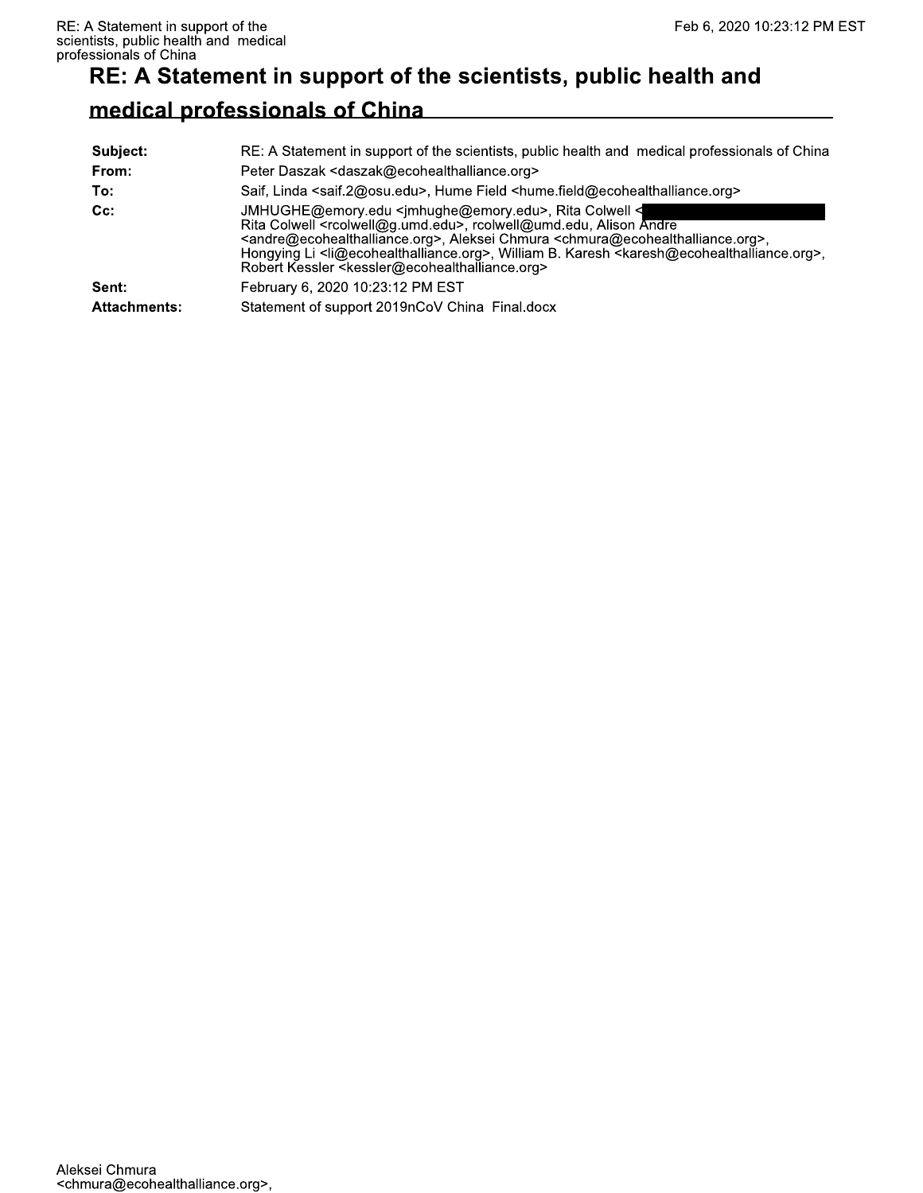# RE: A Statement in support of the scientists, public health and medical professionals of China

| | |
|---|---|
| **Subject:** | RE: A Statement in support of the scientists, public health and medical professionals of China |
| **From:** | Peter Daszak <daszak@ecohealthalliance.org> |
| **To:** | Saif, Linda <saif.2@osu.edu>, Hume Field <hume.field@ecohealthalliance.org> |
| **Cc:** | JMHUGHE@emory.edu <jmhughe@emory.edu>, Rita Colwell <[redacted] Rita Colwell <rcolwell@g.umd.edu>, rcolwell@umd.edu, Alison Andre <andre@ecohealthalliance.org>, Aleksei Chmura <chmura@ecohealthalliance.org>, Hongying Li <li@ecohealthalliance.org>, William B. Karesh <karesh@ecohealthalliance.org>, Robert Kessler <kessler@ecohealthalliance.org> |
| **Sent:** | February 6, 2020 10:23:12 PM EST |
| **Attachments:** | Statement of support 2019nCoV China Final.docx |

Aleksei Chmura
<chmura@ecohealthalliance.org>,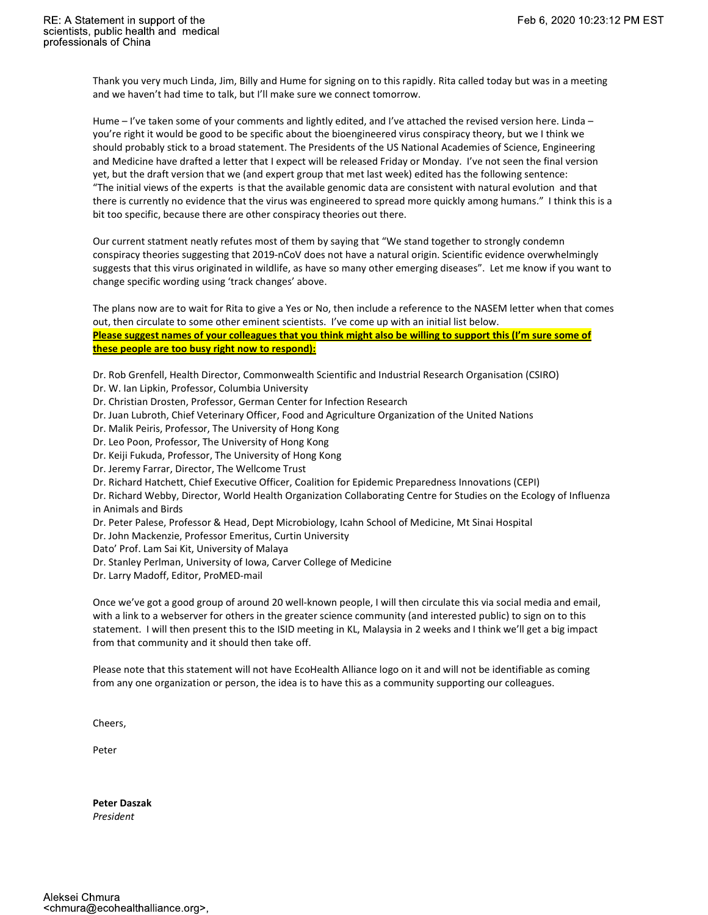RE: A Statement in support of the scientists, public health and medical professionals of China

Feb 6, 2020 10:23:12 PM EST

Thank you very much Linda, Jim, Billy and Hume for signing on to this rapidly. Rita called today but was in a meeting and we haven't had time to talk, but I'll make sure we connect tomorrow.

Hume – I've taken some of your comments and lightly edited, and I've attached the revised version here. Linda – you're right it would be good to be specific about the bioengineered virus conspiracy theory, but we I think we should probably stick to a broad statement. The Presidents of the US National Academies of Science, Engineering and Medicine have drafted a letter that I expect will be released Friday or Monday. I've not seen the final version yet, but the draft version that we (and expert group that met last week) edited has the following sentence: "The initial views of the experts is that the available genomic data are consistent with natural evolution and that there is currently no evidence that the virus was engineered to spread more quickly among humans." I think this is a bit too specific, because there are other conspiracy theories out there.

Our current statment neatly refutes most of them by saying that "We stand together to strongly condemn conspiracy theories suggesting that 2019-nCoV does not have a natural origin. Scientific evidence overwhelmingly suggests that this virus originated in wildlife, as have so many other emerging diseases". Let me know if you want to change specific wording using 'track changes' above.

The plans now are to wait for Rita to give a Yes or No, then include a reference to the NASEM letter when that comes out, then circulate to some other eminent scientists. I've come up with an initial list below.
**Please suggest names of your colleagues that you think might also be willing to support this (I'm sure some of these people are too busy right now to respond):**

Dr. Rob Grenfell, Health Director, Commonwealth Scientific and Industrial Research Organisation (CSIRO)
Dr. W. Ian Lipkin, Professor, Columbia University
Dr. Christian Drosten, Professor, German Center for Infection Research
Dr. Juan Lubroth, Chief Veterinary Officer, Food and Agriculture Organization of the United Nations
Dr. Malik Peiris, Professor, The University of Hong Kong
Dr. Leo Poon, Professor, The University of Hong Kong
Dr. Keiji Fukuda, Professor, The University of Hong Kong
Dr. Jeremy Farrar, Director, The Wellcome Trust
Dr. Richard Hatchett, Chief Executive Officer, Coalition for Epidemic Preparedness Innovations (CEPI)
Dr. Richard Webby, Director, World Health Organization Collaborating Centre for Studies on the Ecology of Influenza in Animals and Birds
Dr. Peter Palese, Professor & Head, Dept Microbiology, Icahn School of Medicine, Mt Sinai Hospital
Dr. John Mackenzie, Professor Emeritus, Curtin University
Dato' Prof. Lam Sai Kit, University of Malaya
Dr. Stanley Perlman, University of Iowa, Carver College of Medicine
Dr. Larry Madoff, Editor, ProMED-mail

Once we've got a good group of around 20 well-known people, I will then circulate this via social media and email, with a link to a webserver for others in the greater science community (and interested public) to sign on to this statement. I will then present this to the ISID meeting in KL, Malaysia in 2 weeks and I think we'll get a big impact from that community and it should then take off.

Please note that this statement will not have EcoHealth Alliance logo on it and will not be identifiable as coming from any one organization or person, the idea is to have this as a community supporting our colleagues.

Cheers,

Peter

**Peter Daszak**
*President*

Aleksei Chmura
<chmura@ecohealthalliance.org>,